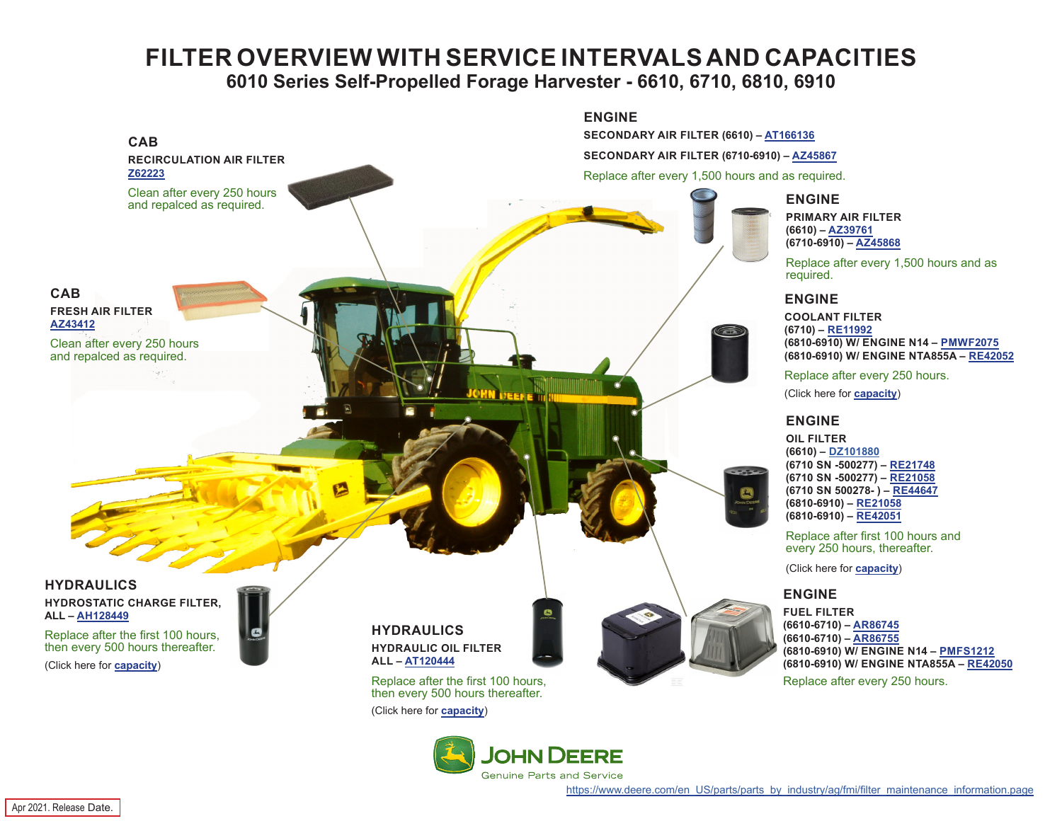# FILTER OVERVIEW WITH SERVICE INTERVALS AND CAPACITIES

## 6010 Series Self-Propelled Forage Harvester - 6610, 6710, 6810, 6910

### CAB

**RECIRCULATION AIR FILTER**
Z62223

Clean after every 250 hours and repalced as required.

### CAB

**FRESH AIR FILTER**
AZ43412

Clean after every 250 hours and repalced as required.

### HYDRAULICS

**HYDROSTATIC CHARGE FILTER, ALL** – AH128449

Replace after the first 100 hours, then every 500 hours thereafter.

(Click here for capacity)

### HYDRAULICS

**HYDRAULIC OIL FILTER ALL** – AT120444

Replace after the first 100 hours, then every 500 hours thereafter.

(Click here for capacity)

### ENGINE

**SECONDARY AIR FILTER (6610)** – AT166136

**SECONDARY AIR FILTER (6710-6910)** – AZ45867

Replace after every 1,500 hours and as required.

### ENGINE

**PRIMARY AIR FILTER**
**(6610)** – AZ39761
**(6710-6910)** – AZ45868

Replace after every 1,500 hours and as required.

### ENGINE

**COOLANT FILTER**
**(6710)** – RE11992
**(6810-6910) W/ ENGINE N14** – PMWF2075
**(6810-6910) W/ ENGINE NTA855A** – RE42052

Replace after every 250 hours.

(Click here for capacity)

### ENGINE

**OIL FILTER**
**(6610)** – DZ101880
**(6710 SN -500277)** – RE21748
**(6710 SN -500277)** – RE21058
**(6710 SN 500278- )** – RE44647
**(6810-6910)** – RE21058
**(6810-6910)** – RE42051

Replace after first 100 hours and every 250 hours, thereafter.

(Click here for capacity)

### ENGINE

**FUEL FILTER**
**(6610-6710)** – AR86745
**(6610-6710)** – AR86755
**(6810-6910) W/ ENGINE N14** – PMFS1212
**(6810-6910) W/ ENGINE NTA855A** – RE42050

Replace after every 250 hours.

JOHN DEERE
Genuine Parts and Service

https://www.deere.com/en_US/parts/parts_by_industry/ag/fmi/filter_maintenance_information.page

Apr 2021. Release Date.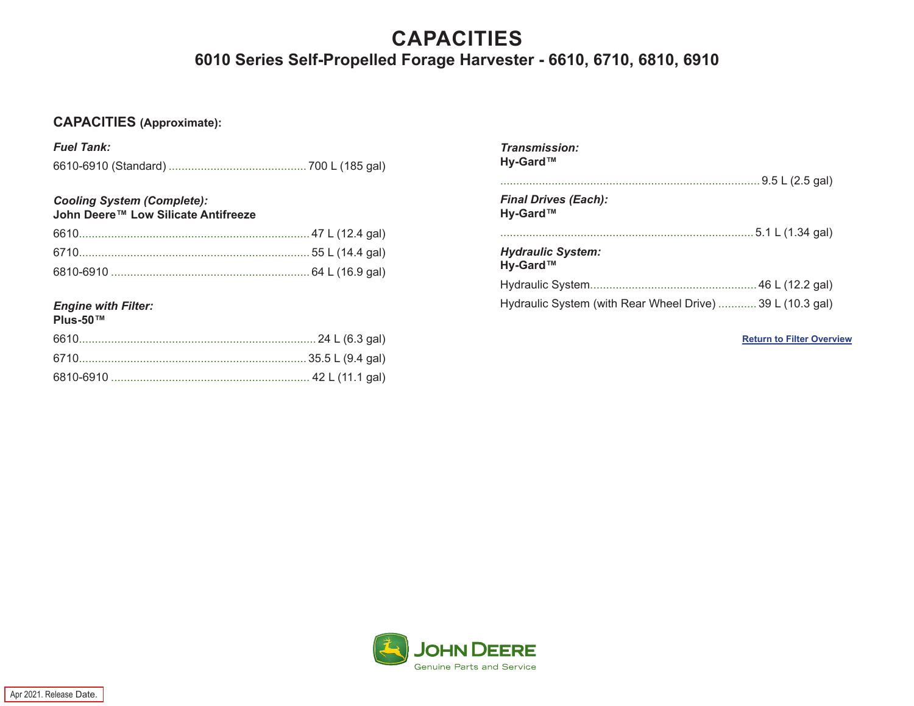# CAPACITIES

## 6010 Series Self-Propelled Forage Harvester - 6610, 6710, 6810, 6910

### CAPACITIES (Approximate):

***Fuel Tank:***

6610-6910 (Standard) .......................................... 700 L (185 gal)

***Cooling System (Complete):***
**John Deere™ Low Silicate Antifreeze**

6610 .......................................... 47 L (12.4 gal)

6710 .......................................... 55 L (14.4 gal)

6810-6910 .......................................... 64 L (16.9 gal)

***Engine with Filter:***
**Plus-50™**

6610 .......................................... 24 L (6.3 gal)

6710 .......................................... 35.5 L (9.4 gal)

6810-6910 .......................................... 42 L (11.1 gal)

***Transmission:***
**Hy-Gard™**

.......................................... 9.5 L (2.5 gal)

***Final Drives (Each):***
**Hy-Gard™**

.......................................... 5.1 L (1.34 gal)

***Hydraulic System:***
**Hy-Gard™**

Hydraulic System .......................................... 46 L (12.2 gal)

Hydraulic System (with Rear Wheel Drive) ............ 39 L (10.3 gal)

Return to Filter Overview

JOHN DEERE
Genuine Parts and Service

Apr 2021. Release Date.